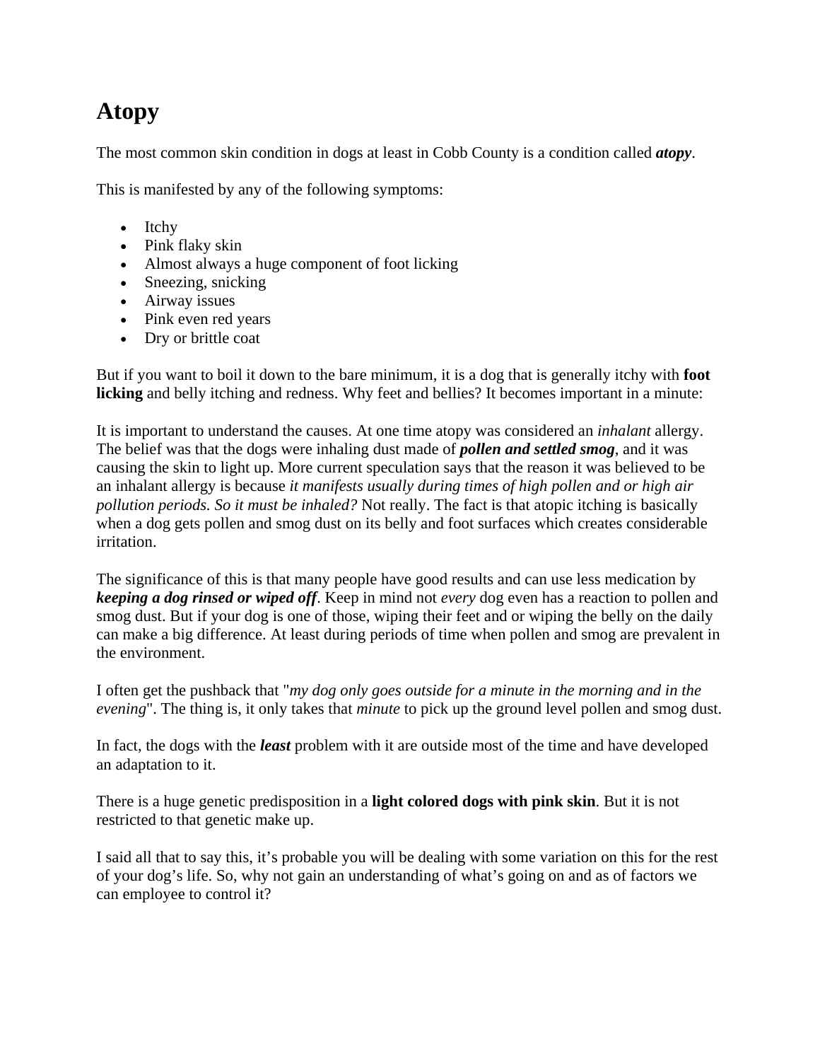# Atopy

The most common skin condition in dogs at least in Cobb County is a condition called ***atopy***.

This is manifested by any of the following symptoms:

- Itchy
- Pink flaky skin
- Almost always a huge component of foot licking
- Sneezing, snicking
- Airway issues
- Pink even red years
- Dry or brittle coat

But if you want to boil it down to the bare minimum, it is a dog that is generally itchy with **foot licking** and belly itching and redness. Why feet and bellies? It becomes important in a minute:

It is important to understand the causes. At one time atopy was considered an *inhalant* allergy. The belief was that the dogs were inhaling dust made of ***pollen and settled smog***, and it was causing the skin to light up. More current speculation says that the reason it was believed to be an inhalant allergy is because *it manifests usually during times of high pollen and or high air pollution periods. So it must be inhaled?* Not really. The fact is that atopic itching is basically when a dog gets pollen and smog dust on its belly and foot surfaces which creates considerable irritation.

The significance of this is that many people have good results and can use less medication by ***keeping a dog rinsed or wiped off***. Keep in mind not *every* dog even has a reaction to pollen and smog dust. But if your dog is one of those, wiping their feet and or wiping the belly on the daily can make a big difference. At least during periods of time when pollen and smog are prevalent in the environment.

I often get the pushback that "*my dog only goes outside for a minute in the morning and in the evening*". The thing is, it only takes that *minute* to pick up the ground level pollen and smog dust.

In fact, the dogs with the ***least*** problem with it are outside most of the time and have developed an adaptation to it.

There is a huge genetic predisposition in a **light colored dogs with pink skin**. But it is not restricted to that genetic make up.

I said all that to say this, it's probable you will be dealing with some variation on this for the rest of your dog's life. So, why not gain an understanding of what's going on and as of factors we can employee to control it?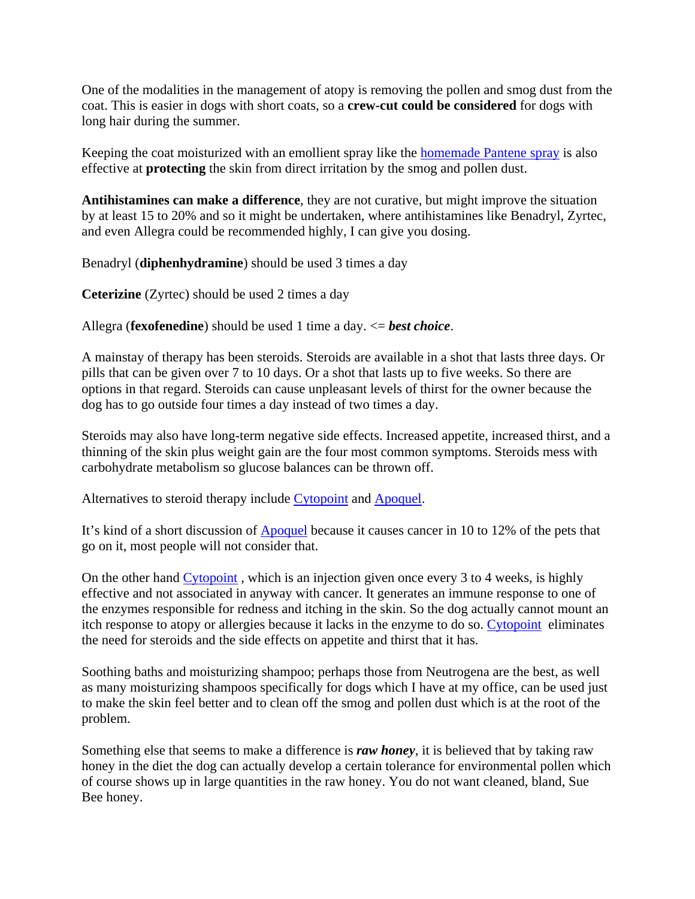One of the modalities in the management of atopy is removing the pollen and smog dust from the coat. This is easier in dogs with short coats, so a **crew-cut could be considered** for dogs with long hair during the summer.

Keeping the coat moisturized with an emollient spray like the homemade Pantene spray is also effective at **protecting** the skin from direct irritation by the smog and pollen dust.

**Antihistamines can make a difference**, they are not curative, but might improve the situation by at least 15 to 20% and so it might be undertaken, where antihistamines like Benadryl, Zyrtec, and even Allegra could be recommended highly, I can give you dosing.

Benadryl (**diphenhydramine**) should be used 3 times a day

**Ceterizine** (Zyrtec) should be used 2 times a day

Allegra (**fexofenedine**) should be used 1 time a day. <= ***best choice***.

A mainstay of therapy has been steroids. Steroids are available in a shot that lasts three days. Or pills that can be given over 7 to 10 days. Or a shot that lasts up to five weeks. So there are options in that regard. Steroids can cause unpleasant levels of thirst for the owner because the dog has to go outside four times a day instead of two times a day.

Steroids may also have long-term negative side effects. Increased appetite, increased thirst, and a thinning of the skin plus weight gain are the four most common symptoms. Steroids mess with carbohydrate metabolism so glucose balances can be thrown off.

Alternatives to steroid therapy include Cytopoint and Apoquel.

It's kind of a short discussion of Apoquel because it causes cancer in 10 to 12% of the pets that go on it, most people will not consider that.

On the other hand Cytopoint , which is an injection given once every 3 to 4 weeks, is highly effective and not associated in anyway with cancer. It generates an immune response to one of the enzymes responsible for redness and itching in the skin. So the dog actually cannot mount an itch response to atopy or allergies because it lacks in the enzyme to do so. Cytopoint eliminates the need for steroids and the side effects on appetite and thirst that it has.

Soothing baths and moisturizing shampoo; perhaps those from Neutrogena are the best, as well as many moisturizing shampoos specifically for dogs which I have at my office, can be used just to make the skin feel better and to clean off the smog and pollen dust which is at the root of the problem.

Something else that seems to make a difference is ***raw honey***, it is believed that by taking raw honey in the diet the dog can actually develop a certain tolerance for environmental pollen which of course shows up in large quantities in the raw honey. You do not want cleaned, bland, Sue Bee honey.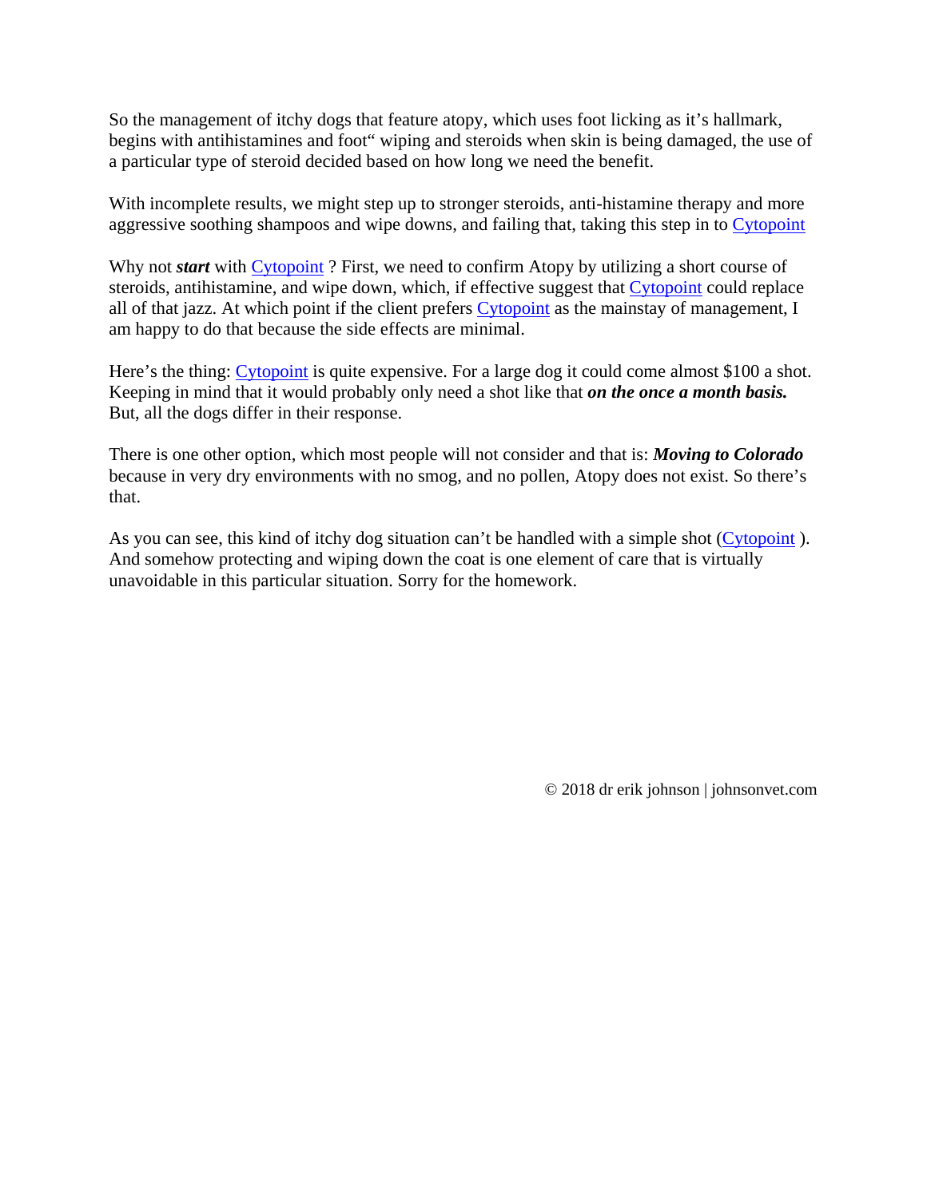So the management of itchy dogs that feature atopy, which uses foot licking as it's hallmark, begins with antihistamines and foot" wiping and steroids when skin is being damaged, the use of a particular type of steroid decided based on how long we need the benefit.

With incomplete results, we might step up to stronger steroids, anti-histamine therapy and more aggressive soothing shampoos and wipe downs, and failing that, taking this step in to Cytopoint

Why not ***start*** with Cytopoint ? First, we need to confirm Atopy by utilizing a short course of steroids, antihistamine, and wipe down, which, if effective suggest that Cytopoint could replace all of that jazz. At which point if the client prefers Cytopoint as the mainstay of management, I am happy to do that because the side effects are minimal.

Here's the thing: Cytopoint is quite expensive. For a large dog it could come almost $100 a shot. Keeping in mind that it would probably only need a shot like that ***on the once a month basis.*** But, all the dogs differ in their response.

There is one other option, which most people will not consider and that is: ***Moving to Colorado*** because in very dry environments with no smog, and no pollen, Atopy does not exist. So there's that.

As you can see, this kind of itchy dog situation can't be handled with a simple shot (Cytopoint ). And somehow protecting and wiping down the coat is one element of care that is virtually unavoidable in this particular situation. Sorry for the homework.

© 2018 dr erik johnson | johnsonvet.com